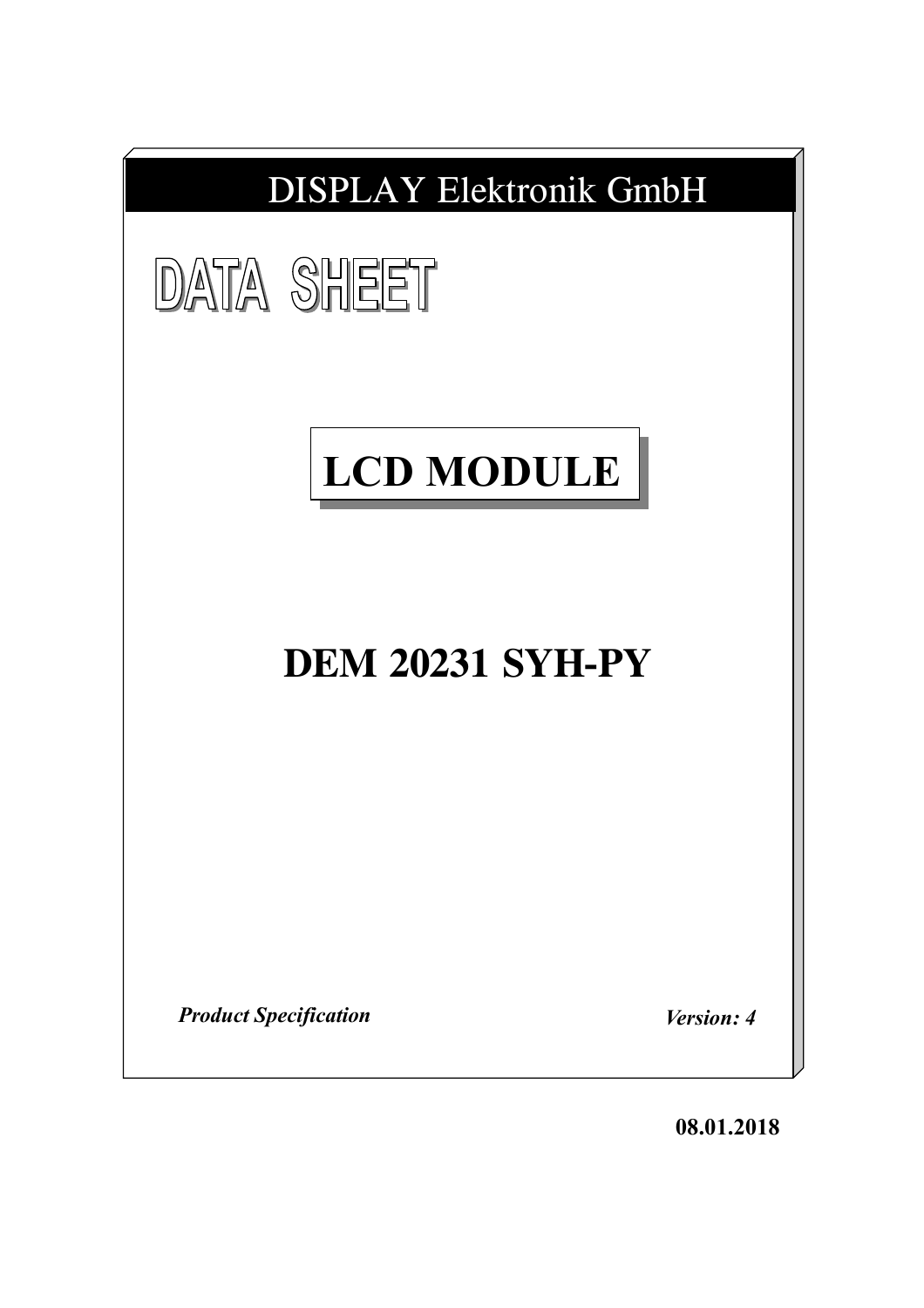DISPLAY Elektronik GmbH

# DATA SHEET

## LCD MODULE

## DEM 20231 SYH-PY

***Product Specification*** ***Version: 4***

**08.01.2018**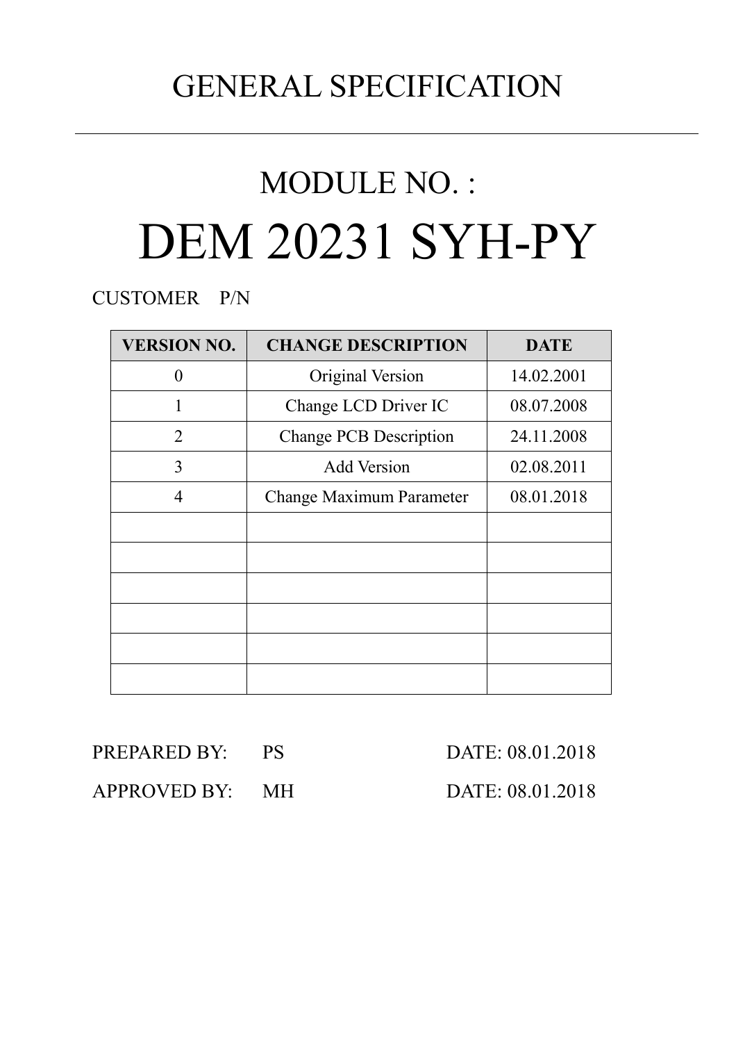# GENERAL SPECIFICATION

---

## MODULE NO. :

# DEM 20231 SYH-PY

CUSTOMER P/N

| VERSION NO. | CHANGE DESCRIPTION | DATE |
|---|---|---|
| 0 | Original Version | 14.02.2001 |
| 1 | Change LCD Driver IC | 08.07.2008 |
| 2 | Change PCB Description | 24.11.2008 |
| 3 | Add Version | 02.08.2011 |
| 4 | Change Maximum Parameter | 08.01.2018 |
| | | |
| | | |
| | | |
| | | |
| | | |
| | | |

PREPARED BY: PS DATE: 08.01.2018

APPROVED BY: MH DATE: 08.01.2018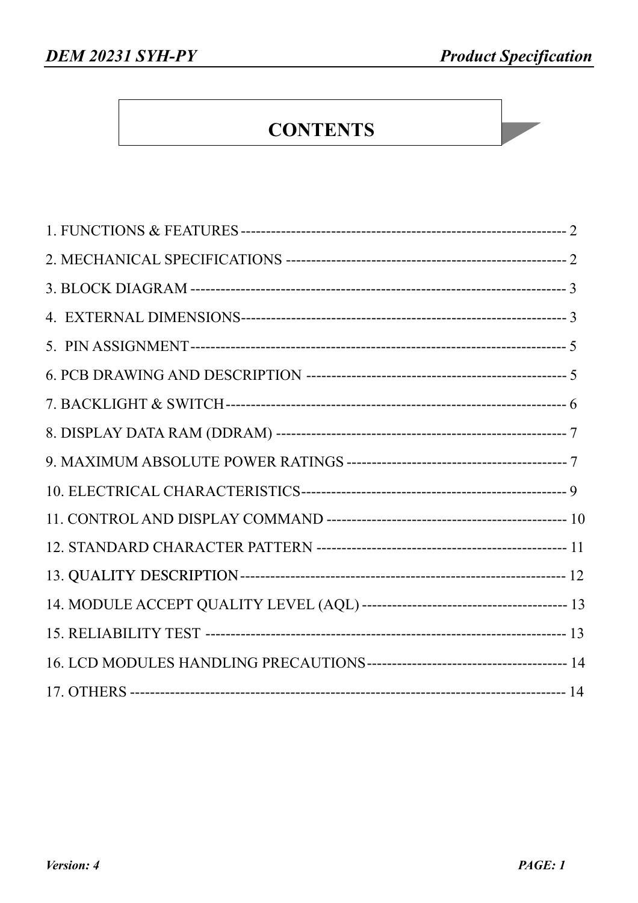# CONTENTS

1. FUNCTIONS & FEATURES ------------------------------------------------------------------ 2
2. MECHANICAL SPECIFICATIONS -------------------------------------------------------- 2
3. BLOCK DIAGRAM --------------------------------------------------------------------------- 3
4. EXTERNAL DIMENSIONS------------------------------------------------------------------ 3
5. PIN ASSIGNMENT---------------------------------------------------------------------------- 5
6. PCB DRAWING AND DESCRIPTION ----------------------------------------------------- 5
7. BACKLIGHT & SWITCH--------------------------------------------------------------------- 6
8. DISPLAY DATA RAM (DDRAM) ----------------------------------------------------------- 7
9. MAXIMUM ABSOLUTE POWER RATINGS -------------------------------------------- 7
10. ELECTRICAL CHARACTERISTICS------------------------------------------------------ 9
11. CONTROL AND DISPLAY COMMAND ------------------------------------------------ 10
12. STANDARD CHARACTER PATTERN -------------------------------------------------- 11
13. QUALITY DESCRIPTION------------------------------------------------------------------ 12
14. MODULE ACCEPT QUALITY LEVEL (AQL) ----------------------------------------- 13
15. RELIABILITY TEST ------------------------------------------------------------------------- 13
16. LCD MODULES HANDLING PRECAUTIONS----------------------------------------- 14
17. OTHERS --------------------------------------------------------------------------------------- 14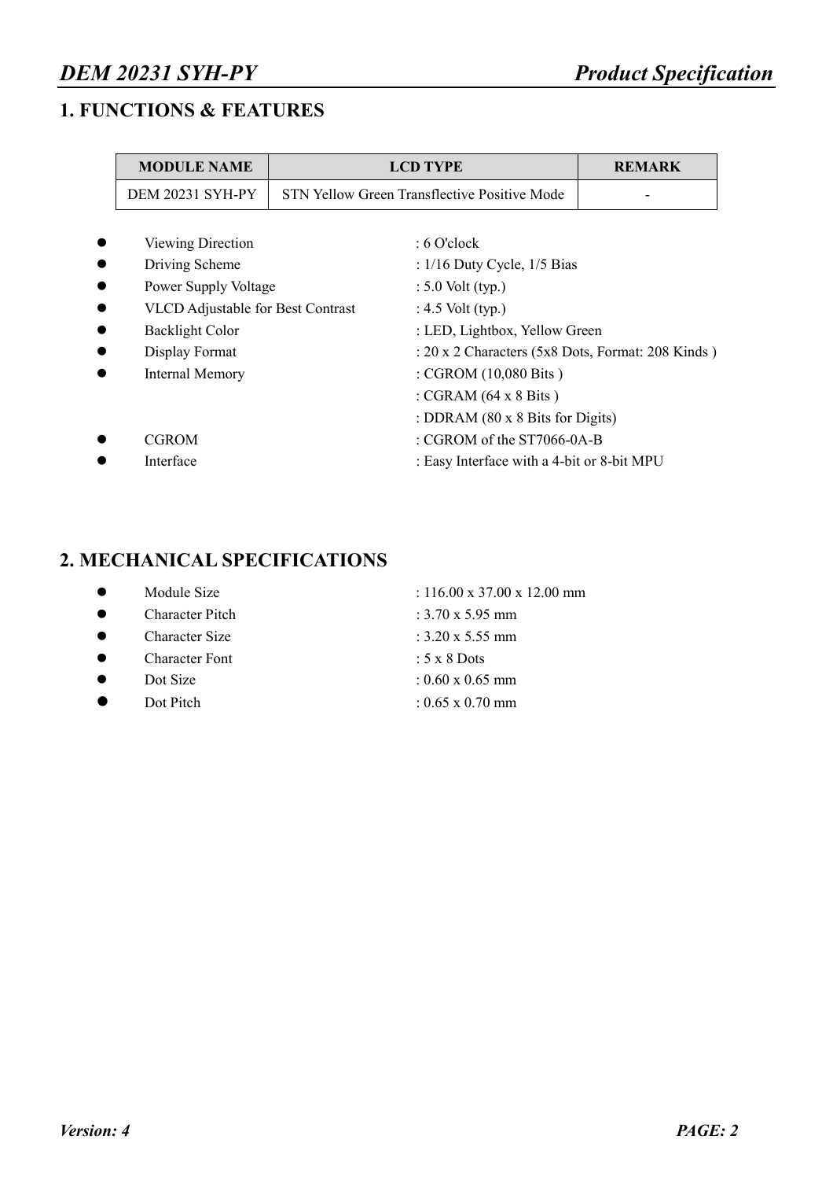## 1. FUNCTIONS & FEATURES

| MODULE NAME | LCD TYPE | REMARK |
|---|---|---|
| DEM 20231 SYH-PY | STN Yellow Green Transflective Positive Mode | - |

- Viewing Direction : 6 O'clock
- Driving Scheme : 1/16 Duty Cycle, 1/5 Bias
- Power Supply Voltage : 5.0 Volt (typ.)
- VLCD Adjustable for Best Contrast : 4.5 Volt (typ.)
- Backlight Color : LED, Lightbox, Yellow Green
- Display Format : 20 x 2 Characters (5x8 Dots, Format: 208 Kinds )
- Internal Memory : CGROM (10,080 Bits )
  : CGRAM (64 x 8 Bits )
  : DDRAM (80 x 8 Bits for Digits)
- CGROM : CGROM of the ST7066-0A-B
- Interface : Easy Interface with a 4-bit or 8-bit MPU

## 2. MECHANICAL SPECIFICATIONS

- Module Size : 116.00 x 37.00 x 12.00 mm
- Character Pitch : 3.70 x 5.95 mm
- Character Size : 3.20 x 5.55 mm
- Character Font : 5 x 8 Dots
- Dot Size : 0.60 x 0.65 mm
- Dot Pitch : 0.65 x 0.70 mm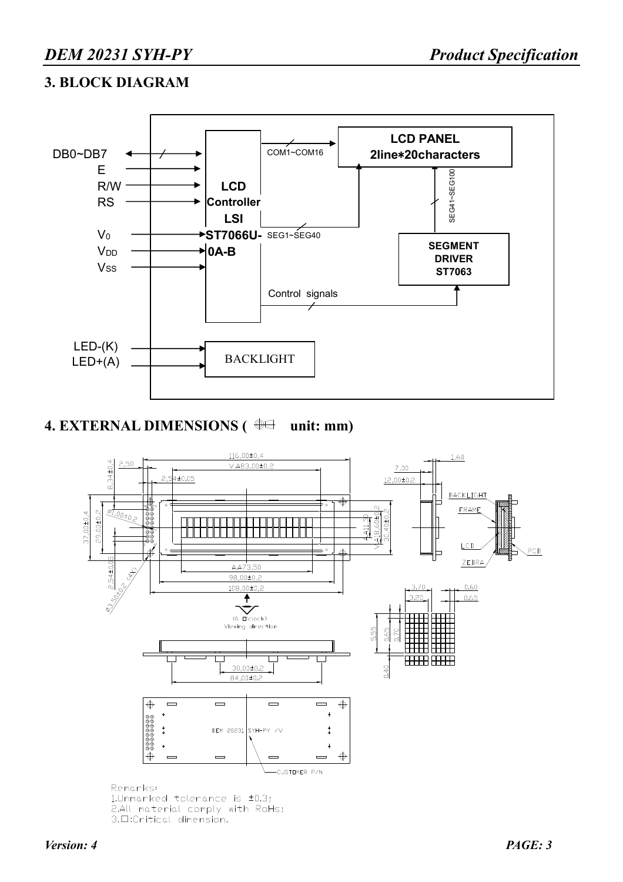## 3. BLOCK DIAGRAM

DB0~DB7
E
R/W
RS
$V_0$
$V_{DD}$
$V_{SS}$

LCD Controller LSI ST7066U-0A-B

COM1~COM16

LCD PANEL 2line*20characters

SEG1~SEG40

SEG41~SEG100

SEGMENT DRIVER ST7063

Control signals

LED-(K)
LED+(A)

BACKLIGHT

## 4. EXTERNAL DIMENSIONS ( unit: mm)

116.00±0.4
V.A83.00±0.2
2.50
2.54±0.05
8.34±0.4
Ø1.00±0.2
37.00±0.4
29.00±0.2
2.54±0.05
Ø3.50±0.2 (4X)
A.A11.50
V.A18.60±0.2
30.40±0.2
A.A73.50
98.00±0.2
108.00±0.2
(6 O'clock) Viewing direction
1.60
7.00
12.00±0.2
BACKLIGHT
FRAME
LCD
ZEBRA
PCB
3.70
3.20
0.60
0.65
5.55
0.65
0.70
0.40
30.00±0.2
84.00±0.2
DEM 20231 SYH-PY /V
CUSTOMER P/N

Remarks:
1.Unmarked tolerance is ±0.3;
2.All material comply with RoHs;
3.□:Critical dimension.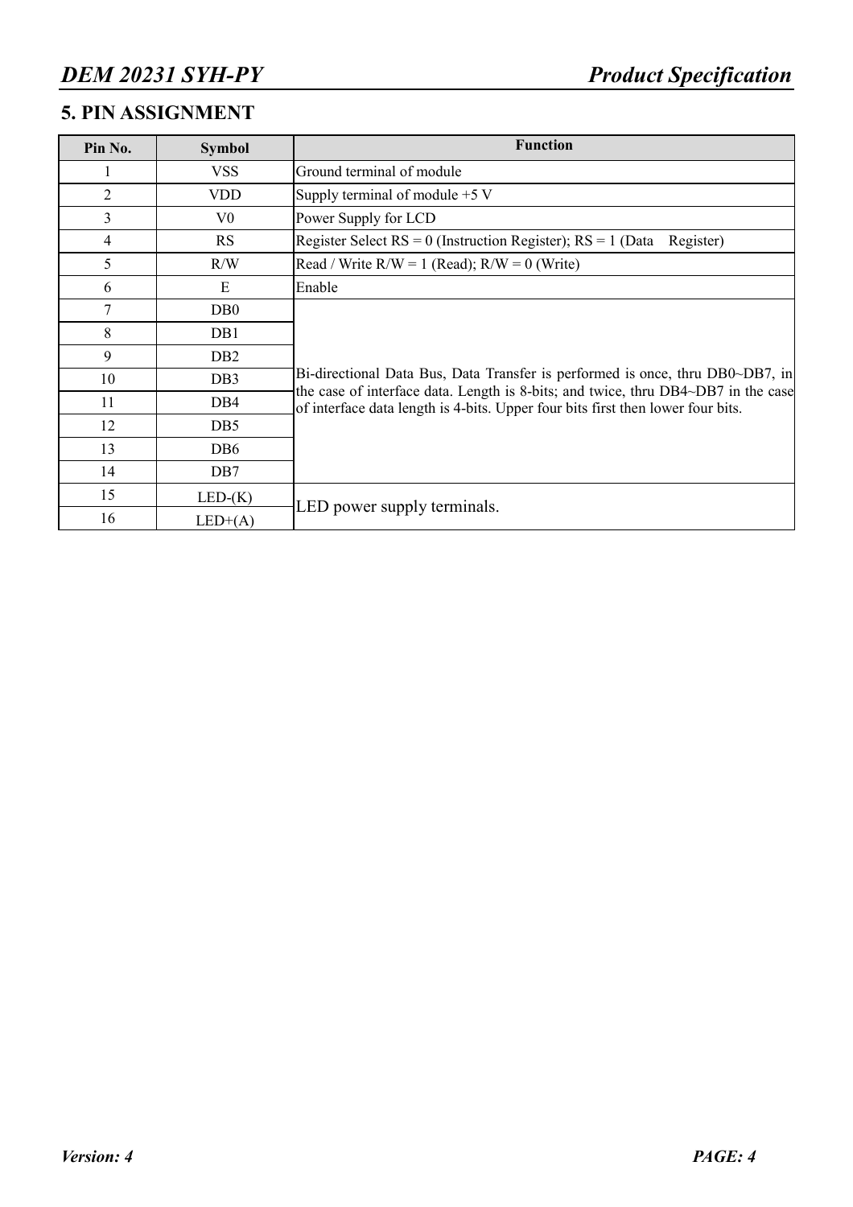## 5. PIN ASSIGNMENT

| Pin No. | Symbol | Function |
|---|---|---|
| 1 | VSS | Ground terminal of module |
| 2 | VDD | Supply terminal of module +5 V |
| 3 | V0 | Power Supply for LCD |
| 4 | RS | Register Select RS = 0 (Instruction Register); RS = 1 (Data Register) |
| 5 | R/W | Read / Write R/W = 1 (Read); R/W = 0 (Write) |
| 6 | E | Enable |
| 7 | DB0 | Bi-directional Data Bus, Data Transfer is performed is once, thru DB0~DB7, in the case of interface data. Length is 8-bits; and twice, thru DB4~DB7 in the case of interface data length is 4-bits. Upper four bits first then lower four bits. |
| 8 | DB1 | |
| 9 | DB2 | |
| 10 | DB3 | |
| 11 | DB4 | |
| 12 | DB5 | |
| 13 | DB6 | |
| 14 | DB7 | |
| 15 | LED-(K) | LED power supply terminals. |
| 16 | LED+(A) | |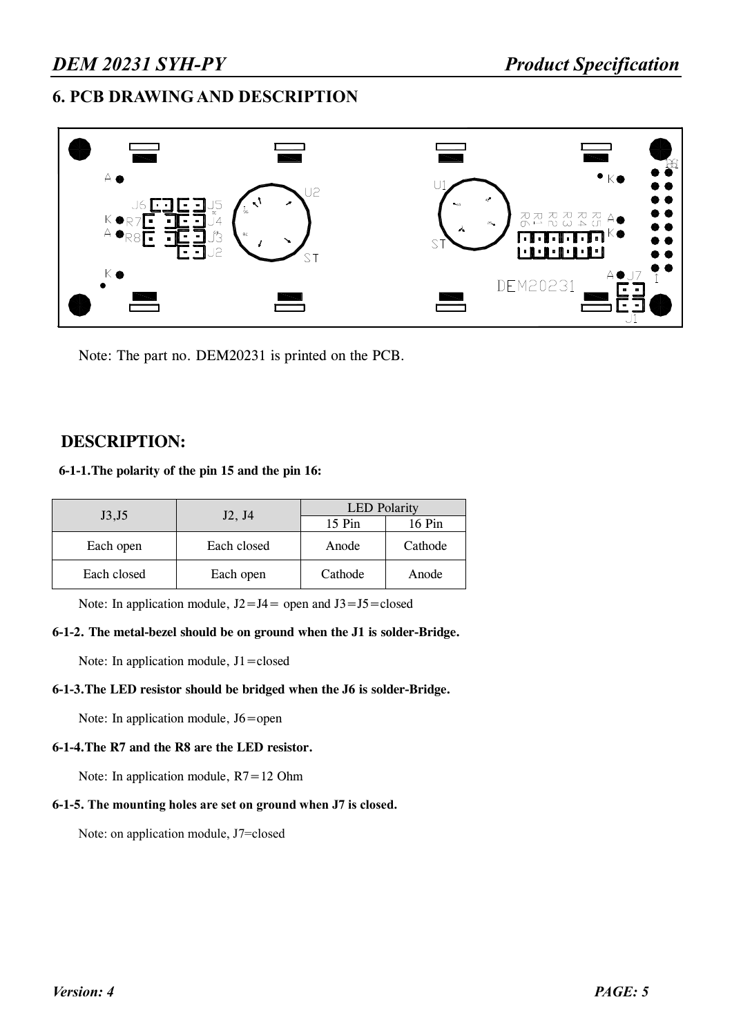## 6. PCB DRAWING AND DESCRIPTION

Note: The part no. DEM20231 is printed on the PCB.

### DESCRIPTION:

**6-1-1.The polarity of the pin 15 and the pin 16:**

| J3,J5 | J2, J4 | LED Polarity | |
|---|---|---|---|
| | | 15 Pin | 16 Pin |
| Each open | Each closed | Anode | Cathode |
| Each closed | Each open | Cathode | Anode |

Note: In application module, J2＝J4＝ open and J3＝J5＝closed

**6-1-2. The metal-bezel should be on ground when the J1 is solder-Bridge.**

Note: In application module, J1＝closed

**6-1-3.The LED resistor should be bridged when the J6 is solder-Bridge.**

Note: In application module, J6＝open

**6-1-4.The R7 and the R8 are the LED resistor.**

Note: In application module, R7＝12 Ohm

**6-1-5. The mounting holes are set on ground when J7 is closed.**

Note: on application module, J7=closed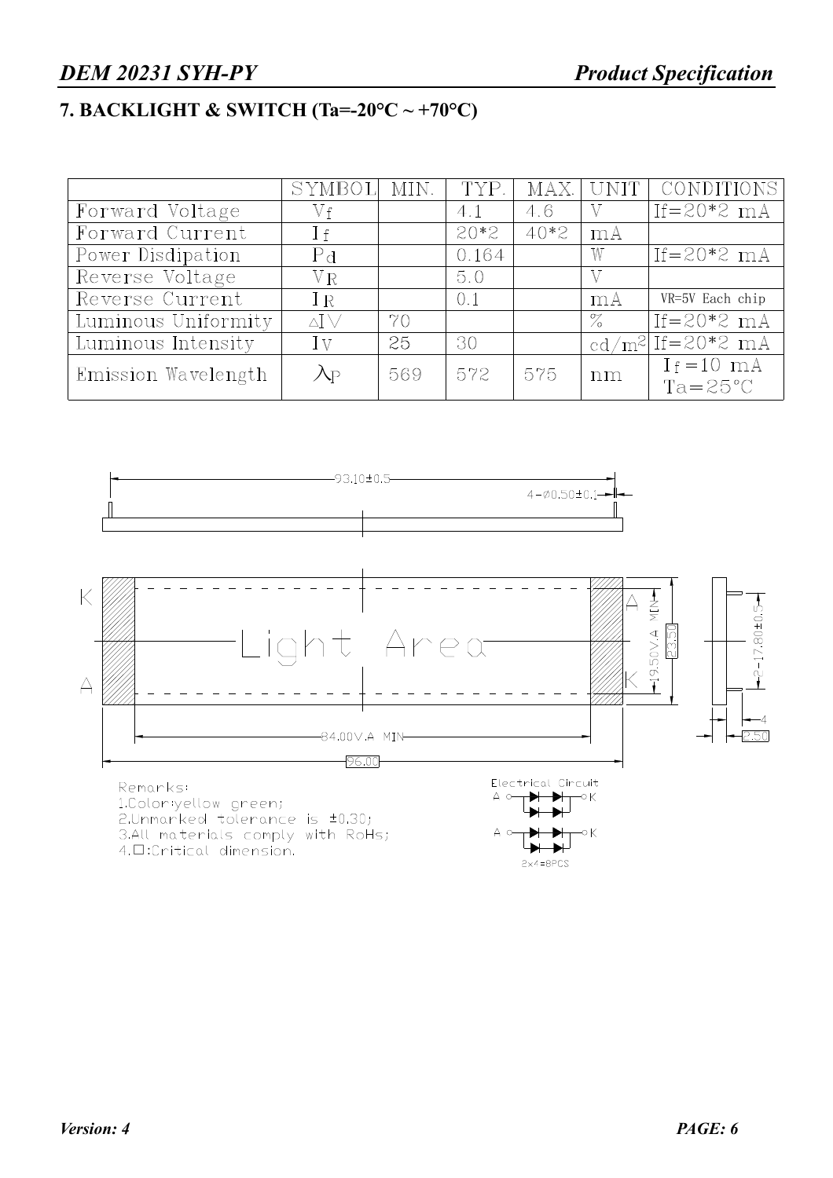## 7. BACKLIGHT & SWITCH (Ta=-20°C ~ +70°C)

| | SYMBOL | MIN. | TYP. | MAX. | UNIT | CONDITIONS |
|---|---|---|---|---|---|---|
| Forward Voltage | $V_f$ | | 4.1 | 4.6 | V | If=20*2 mA |
| Forward Current | $I_f$ | | 20*2 | 40*2 | mA | |
| Power Disdipation | $P_d$ | | 0.164 | | W | If=20*2 mA |
| Reverse Voltage | $V_R$ | | 5.0 | | V | |
| Reverse Current | $I_R$ | | 0.1 | | mA | VR=5V Each chip |
| Luminous Uniformity | $\Delta IV$ | 70 | | | % | If=20*2 mA |
| Luminous Intensity | $I_V$ | 25 | 30 | | cd/m$^2$ | If=20*2 mA |
| Emission Wavelength | $\lambda_P$ | 569 | 572 | 575 | nm | $I_f$=10 mA Ta=25°C |

93.10±0.5

4-Ø0.50±0.1

K

A

Light Area

A

K

19.50V.A MIN

23.50

2-17.80±0.5

4

2.50

84.00V.A MIN

96.00

Remarks:
1.Color:yellow green;
2.Unmarked tolerance is ±0.30;
3.All materials comply with RoHs;
4.□:Critical dimension.

Electrical Circuit

2x4=8PCS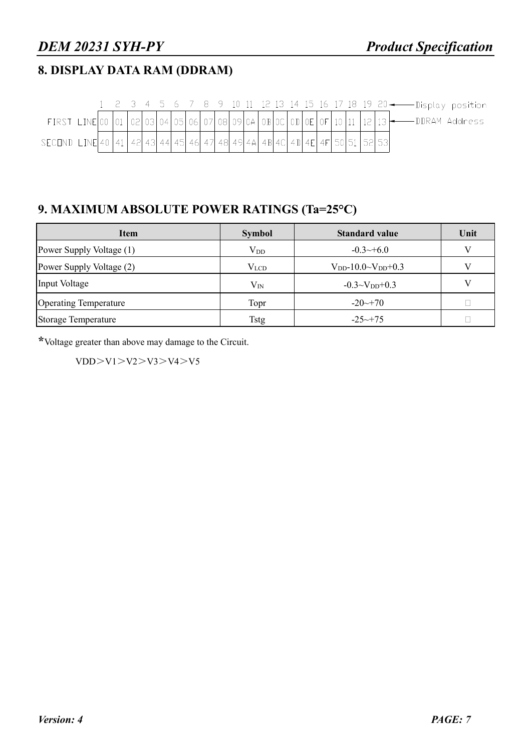## 8. DISPLAY DATA RAM (DDRAM)

| | 1 | 2 | 3 | 4 | 5 | 6 | 7 | 8 | 9 | 10 | 11 | 12 | 13 | 14 | 15 | 16 | 17 | 18 | 19 | 20 | ← Display position |
|---|---|---|---|---|---|---|---|---|---|---|---|---|---|---|---|---|---|---|---|---|---|
| FIRST LINE | 00 | 01 | 02 | 03 | 04 | 05 | 06 | 07 | 08 | 09 | 0A | 0B | 0C | 0D | 0E | 0F | 10 | 11 | 12 | 13 | ← DDRAM Address |
| SECOND LINE | 40 | 41 | 42 | 43 | 44 | 45 | 46 | 47 | 48 | 49 | 4A | 4B | 4C | 4D | 4E | 4F | 50 | 51 | 52 | 53 | |

## 9. MAXIMUM ABSOLUTE POWER RATINGS (Ta=25°C)

| Item | Symbol | Standard value | Unit |
|---|---|---|---|
| Power Supply Voltage (1) | $V_{DD}$ | -0.3~+6.0 | V |
| Power Supply Voltage (2) | $V_{LCD}$ | $V_{DD}$-10.0~$V_{DD}$+0.3 | V |
| Input Voltage | $V_{IN}$ | -0.3~$V_{DD}$+0.3 | V |
| Operating Temperature | Topr | -20~+70 | ℃ |
| Storage Temperature | Tstg | -25~+75 | ℃ |

*Voltage greater than above may damage to the Circuit.

VDD＞V1＞V2＞V3＞V4＞V5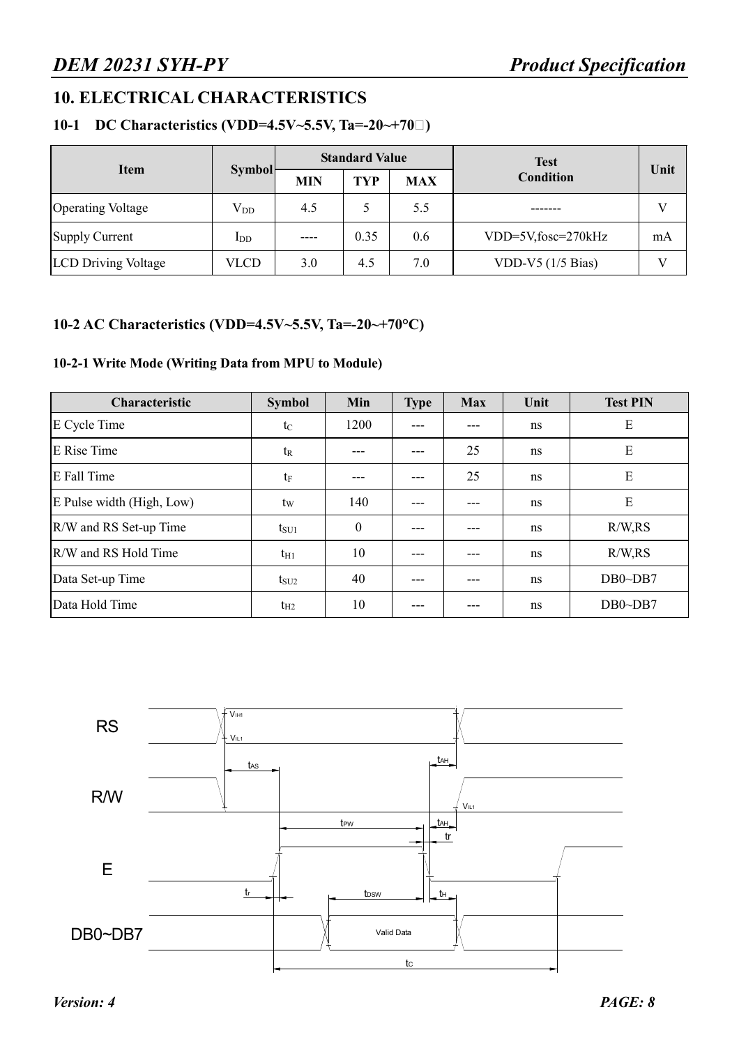## 10. ELECTRICAL CHARACTERISTICS

### 10-1 DC Characteristics (VDD=4.5V~5.5V, Ta=-20~+70□)

| Item | Symbol | Standard Value | | | Test Condition | Unit |
|---|---|---|---|---|---|---|
| | | MIN | TYP | MAX | | |
| Operating Voltage | $V_{DD}$ | 4.5 | 5 | 5.5 | ------- | V |
| Supply Current | $I_{DD}$ | ---- | 0.35 | 0.6 | VDD=5V,fosc=270kHz | mA |
| LCD Driving Voltage | VLCD | 3.0 | 4.5 | 7.0 | VDD-V5 (1/5 Bias) | V |

### 10-2 AC Characteristics (VDD=4.5V~5.5V, Ta=-20~+70°C)

#### 10-2-1 Write Mode (Writing Data from MPU to Module)

| Characteristic | Symbol | Min | Type | Max | Unit | Test PIN |
|---|---|---|---|---|---|---|
| E Cycle Time | $t_C$ | 1200 | --- | --- | ns | E |
| E Rise Time | $t_R$ | --- | --- | 25 | ns | E |
| E Fall Time | $t_F$ | --- | --- | 25 | ns | E |
| E Pulse width (High, Low) | $t_W$ | 140 | --- | --- | ns | E |
| R/W and RS Set-up Time | $t_{SU1}$ | 0 | --- | --- | ns | R/W,RS |
| R/W and RS Hold Time | $t_{H1}$ | 10 | --- | --- | ns | R/W,RS |
| Data Set-up Time | $t_{SU2}$ | 40 | --- | --- | ns | DB0~DB7 |
| Data Hold Time | $t_{H2}$ | 10 | --- | --- | ns | DB0~DB7 |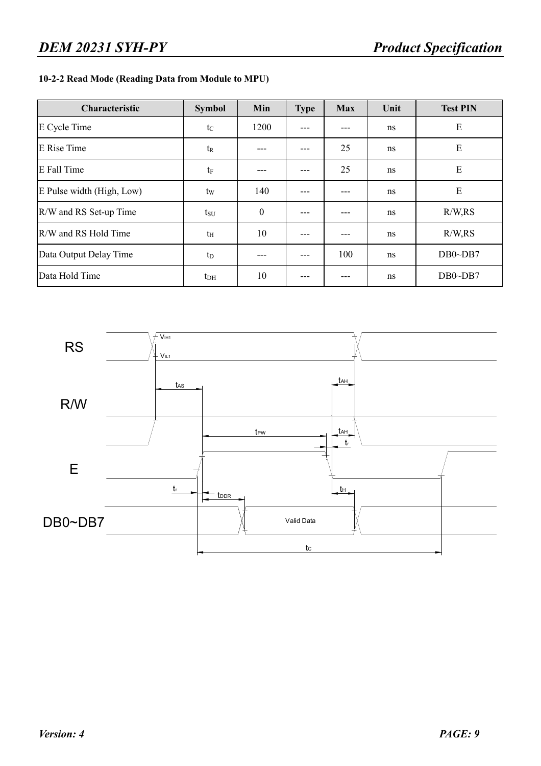**10-2-2 Read Mode (Reading Data from Module to MPU)**

| Characteristic | Symbol | Min | Type | Max | Unit | Test PIN |
|---|---|---|---|---|---|---|
| E Cycle Time | $t_C$ | 1200 | --- | --- | ns | E |
| E Rise Time | $t_R$ | --- | --- | 25 | ns | E |
| E Fall Time | $t_F$ | --- | --- | 25 | ns | E |
| E Pulse width (High, Low) | $t_W$ | 140 | --- | --- | ns | E |
| R/W and RS Set-up Time | $t_{SU}$ | 0 | --- | --- | ns | R/W,RS |
| R/W and RS Hold Time | $t_H$ | 10 | --- | --- | ns | R/W,RS |
| Data Output Delay Time | $t_D$ | --- | --- | 100 | ns | DB0~DB7 |
| Data Hold Time | $t_{DH}$ | 10 | --- | --- | ns | DB0~DB7 |

RS

$V_{IH1}$

$V_{IL1}$

$t_{AS}$

$t_{AH}$

R/W

$t_{PW}$

$t_{AH}$

$t_r$

E

$t_r$

$t_{DDR}$

$t_H$

DB0~DB7

Valid Data

$t_C$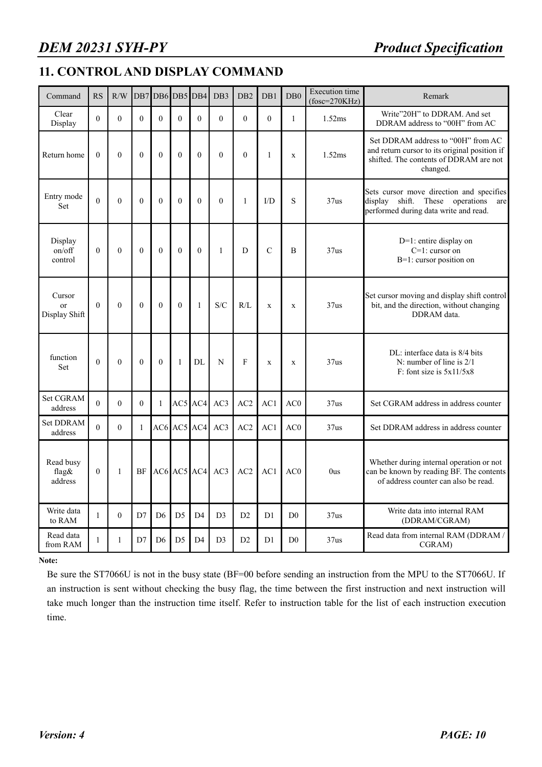## 11. CONTROL AND DISPLAY COMMAND

| Command | RS | R/W | DB7 | DB6 | DB5 | DB4 | DB3 | DB2 | DB1 | DB0 | Execution time (fosc=270KHz) | Remark |
|---|---|---|---|---|---|---|---|---|---|---|---|---|
| Clear Display | 0 | 0 | 0 | 0 | 0 | 0 | 0 | 0 | 0 | 1 | 1.52ms | Write"20H" to DDRAM. And set DDRAM address to "00H" from AC |
| Return home | 0 | 0 | 0 | 0 | 0 | 0 | 0 | 0 | 1 | x | 1.52ms | Set DDRAM address to "00H" from AC and return cursor to its original position if shifted. The contents of DDRAM are not changed. |
| Entry mode Set | 0 | 0 | 0 | 0 | 0 | 0 | 0 | 1 | I/D | S | 37us | Sets cursor move direction and specifies display shift. These operations are performed during data write and read. |
| Display on/off control | 0 | 0 | 0 | 0 | 0 | 0 | 1 | D | C | B | 37us | D=1: entire display on<br>C=1: cursor on<br>B=1: cursor position on |
| Cursor or Display Shift | 0 | 0 | 0 | 0 | 0 | 1 | S/C | R/L | x | x | 37us | Set cursor moving and display shift control bit, and the direction, without changing DDRAM data. |
| function Set | 0 | 0 | 0 | 0 | 1 | DL | N | F | x | x | 37us | DL: interface data is 8/4 bits<br>N: number of line is 2/1<br>F: font size is 5x11/5x8 |
| Set CGRAM address | 0 | 0 | 0 | 1 | AC5 | AC4 | AC3 | AC2 | AC1 | AC0 | 37us | Set CGRAM address in address counter |
| Set DDRAM address | 0 | 0 | 1 | AC6 | AC5 | AC4 | AC3 | AC2 | AC1 | AC0 | 37us | Set DDRAM address in address counter |
| Read busy flag& address | 0 | 1 | BF | AC6 | AC5 | AC4 | AC3 | AC2 | AC1 | AC0 | 0us | Whether during internal operation or not can be known by reading BF. The contents of address counter can also be read. |
| Write data to RAM | 1 | 0 | D7 | D6 | D5 | D4 | D3 | D2 | D1 | D0 | 37us | Write data into internal RAM (DDRAM/CGRAM) |
| Read data from RAM | 1 | 1 | D7 | D6 | D5 | D4 | D3 | D2 | D1 | D0 | 37us | Read data from internal RAM (DDRAM / CGRAM) |

**Note:**

Be sure the ST7066U is not in the busy state (BF=00 before sending an instruction from the MPU to the ST7066U. If an instruction is sent without checking the busy flag, the time between the first instruction and next instruction will take much longer than the instruction time itself. Refer to instruction table for the list of each instruction execution time.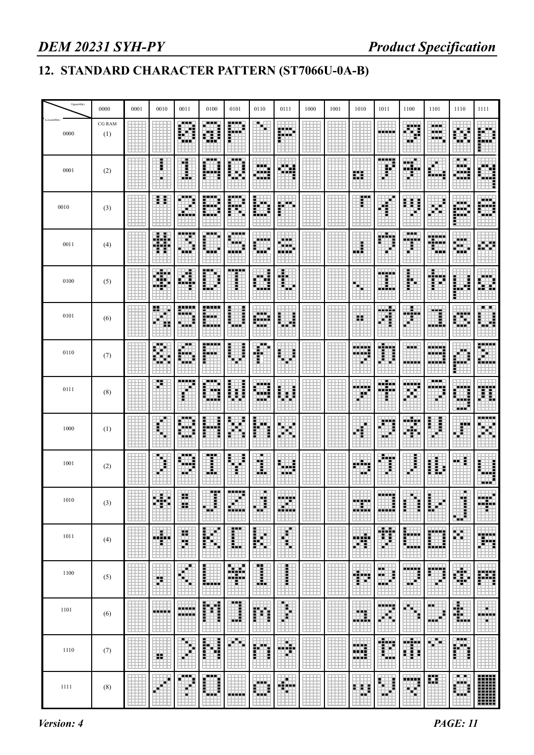## 12. STANDARD CHARACTER PATTERN (ST7066U-0A-B)

| Upper(4bit) / Lower(4bit) | 0000 | 0001 | 0010 | 0011 | 0100 | 0101 | 0110 | 0111 | 1000 | 1001 | 1010 | 1011 | 1100 | 1101 | 1110 | 1111 |
|---|---|---|---|---|---|---|---|---|---|---|---|---|---|---|---|---|
| 0000 | CG RAM (1) | | | 0 | @ | P | ` | p | | | | ー | タ | ミ | α | p |
| 0001 | (2) | | ! | 1 | A | Q | a | q | | | 。 | ア | チ | ム | ä | q |
| 0010 | (3) | | " | 2 | B | R | b | r | | | 「 | イ | ツ | メ | β | θ |
| 0011 | (4) | | # | 3 | C | S | c | s | | | 」 | ウ | テ | モ | ε | ∞ |
| 0100 | (5) | | $ | 4 | D | T | d | t | | | 、 | エ | ト | ヤ | μ | Ω |
| 0101 | (6) | | % | 5 | E | U | e | u | | | ・ | オ | ナ | ユ | σ | ü |
| 0110 | (7) | | & | 6 | F | V | f | v | | | ヲ | カ | ニ | ヨ | ρ | Σ |
| 0111 | (8) | | ' | 7 | G | W | g | w | | | ァ | キ | ヌ | ラ | g | π |
| 1000 | (1) | | ( | 8 | H | X | h | x | | | ィ | ク | ネ | リ | √ | x̄ |
| 1001 | (2) | | ) | 9 | I | Y | i | y | | | ゥ | ケ | ノ | ル | ⁻¹ | y |
| 1010 | (3) | | * | : | J | Z | j | z | | | ェ | コ | ハ | レ | j | 千 |
| 1011 | (4) | | + | ; | K | [ | k | { | | | ォ | サ | ヒ | ロ | × | 万 |
| 1100 | (5) | | , | < | L | ¥ | l | \| | | | ャ | シ | フ | ワ | ¢ | 円 |
| 1101 | (6) | | - | = | M | ] | m | } | | | ュ | ス | ヘ | ン | £ | ÷ |
| 1110 | (7) | | . | > | N | ^ | n | → | | | ョ | セ | ホ | ゛ | ñ | |
| 1111 | (8) | | / | ? | O | _ | o | ← | | | ッ | ソ | マ | ゜ | ö | █ |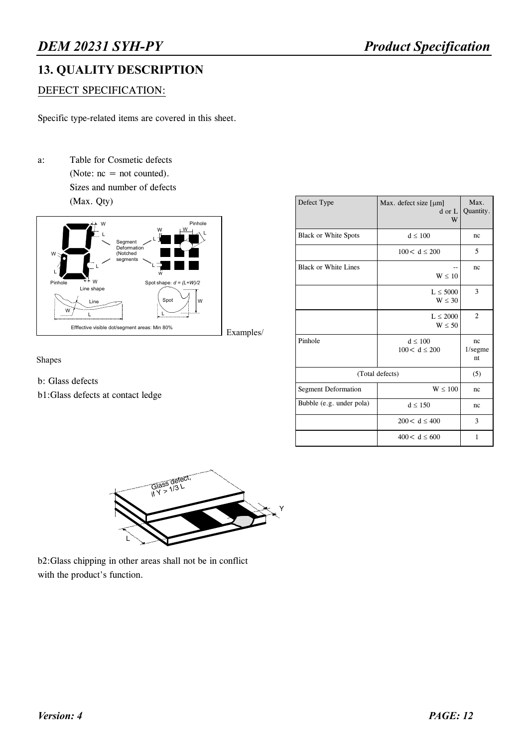## 13. QUALITY DESCRIPTION

DEFECT SPECIFICATION:

Specific type-related items are covered in this sheet.

a: Table for Cosmetic defects
(Note: nc = not counted).
Sizes and number of defects
(Max. Qty)

| Defect Type | Max. defect size [μm] d or L W | Max. Quantity. |
|---|---|---|
| Black or White Spots | d ≤ 100 | nc |
| | 100 < d ≤ 200 | 5 |
| Black or White Lines | -- W ≤ 10 | nc |
| | L ≤ 5000 W ≤ 30 | 3 |
| | L ≤ 2000 W ≤ 50 | 2 |
| Pinhole | d ≤ 100 100 < d ≤ 200 | nc 1/segment |
| (Total defects) | | (5) |
| Segment Deformation | W ≤ 100 | nc |
| Bubble (e.g. under pola) | d ≤ 150 | nc |
| | 200 < d ≤ 400 | 3 |
| | 400 < d ≤ 600 | 1 |

Examples/ Shapes

b: Glass defects

b1:Glass defects at contact ledge

b2:Glass chipping in other areas shall not be in conflict with the product's function.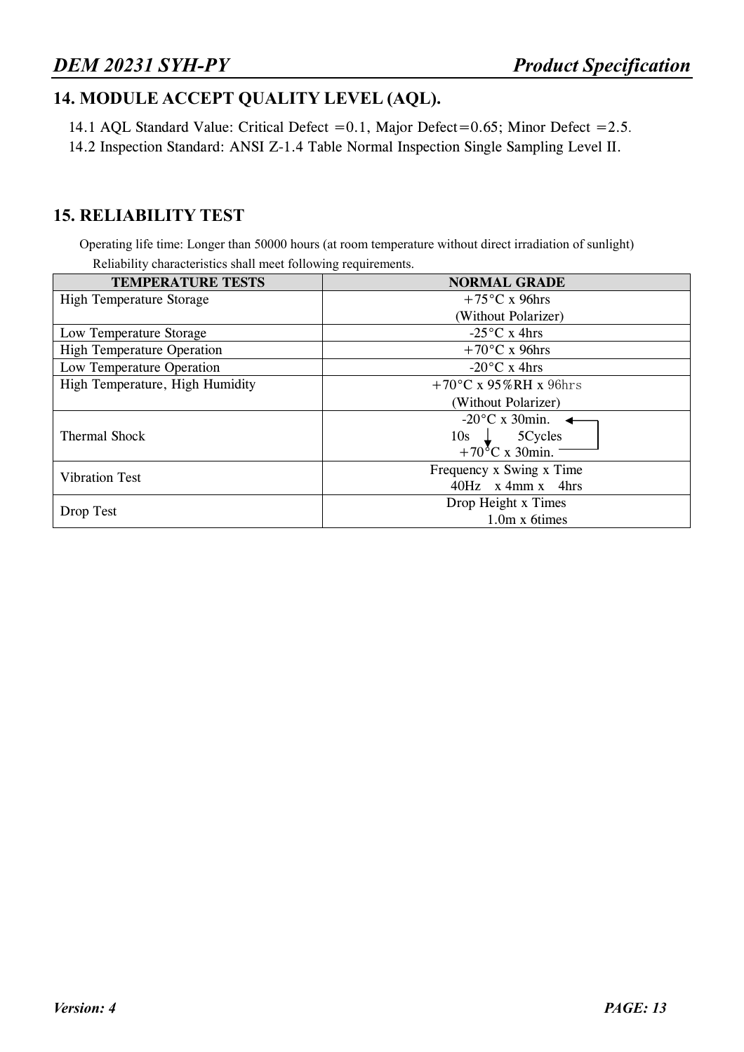## 14. MODULE ACCEPT QUALITY LEVEL (AQL).

14.1 AQL Standard Value: Critical Defect =0.1, Major Defect=0.65; Minor Defect =2.5.

14.2 Inspection Standard: ANSI Z-1.4 Table Normal Inspection Single Sampling Level II.

## 15. RELIABILITY TEST

Operating life time: Longer than 50000 hours (at room temperature without direct irradiation of sunlight)

Reliability characteristics shall meet following requirements.

| TEMPERATURE TESTS | NORMAL GRADE |
|---|---|
| High Temperature Storage | +75°C x 96hrs (Without Polarizer) |
| Low Temperature Storage | -25°C x 4hrs |
| High Temperature Operation | +70°C x 96hrs |
| Low Temperature Operation | -20°C x 4hrs |
| High Temperature, High Humidity | +70°C x 95%RH x 96hrs (Without Polarizer) |
| Thermal Shock | -20°C x 30min. ↓ 10s +70°C x 30min. 5Cycles |
| Vibration Test | Frequency x Swing x Time 40Hz x 4mm x 4hrs |
| Drop Test | Drop Height x Times 1.0m x 6times |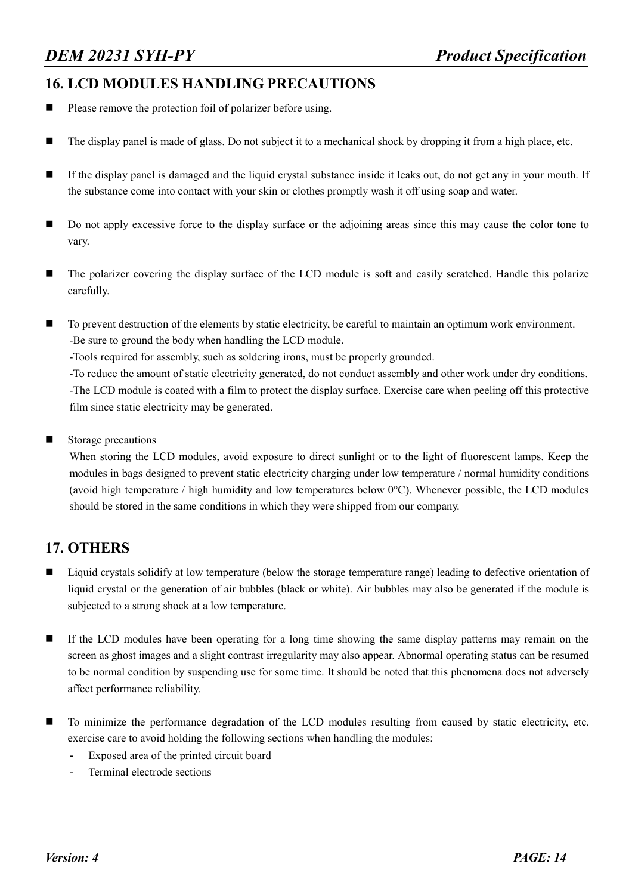## 16. LCD MODULES HANDLING PRECAUTIONS

- Please remove the protection foil of polarizer before using.
- The display panel is made of glass. Do not subject it to a mechanical shock by dropping it from a high place, etc.
- If the display panel is damaged and the liquid crystal substance inside it leaks out, do not get any in your mouth. If the substance come into contact with your skin or clothes promptly wash it off using soap and water.
- Do not apply excessive force to the display surface or the adjoining areas since this may cause the color tone to vary.
- The polarizer covering the display surface of the LCD module is soft and easily scratched. Handle this polarize carefully.
- To prevent destruction of the elements by static electricity, be careful to maintain an optimum work environment.
  -Be sure to ground the body when handling the LCD module.
  -Tools required for assembly, such as soldering irons, must be properly grounded.
  -To reduce the amount of static electricity generated, do not conduct assembly and other work under dry conditions.
  -The LCD module is coated with a film to protect the display surface. Exercise care when peeling off this protective film since static electricity may be generated.
- Storage precautions
  When storing the LCD modules, avoid exposure to direct sunlight or to the light of fluorescent lamps. Keep the modules in bags designed to prevent static electricity charging under low temperature / normal humidity conditions (avoid high temperature / high humidity and low temperatures below 0°C). Whenever possible, the LCD modules should be stored in the same conditions in which they were shipped from our company.

## 17. OTHERS

- Liquid crystals solidify at low temperature (below the storage temperature range) leading to defective orientation of liquid crystal or the generation of air bubbles (black or white). Air bubbles may also be generated if the module is subjected to a strong shock at a low temperature.
- If the LCD modules have been operating for a long time showing the same display patterns may remain on the screen as ghost images and a slight contrast irregularity may also appear. Abnormal operating status can be resumed to be normal condition by suspending use for some time. It should be noted that this phenomena does not adversely affect performance reliability.
- To minimize the performance degradation of the LCD modules resulting from caused by static electricity, etc. exercise care to avoid holding the following sections when handling the modules:
  - Exposed area of the printed circuit board
  - Terminal electrode sections